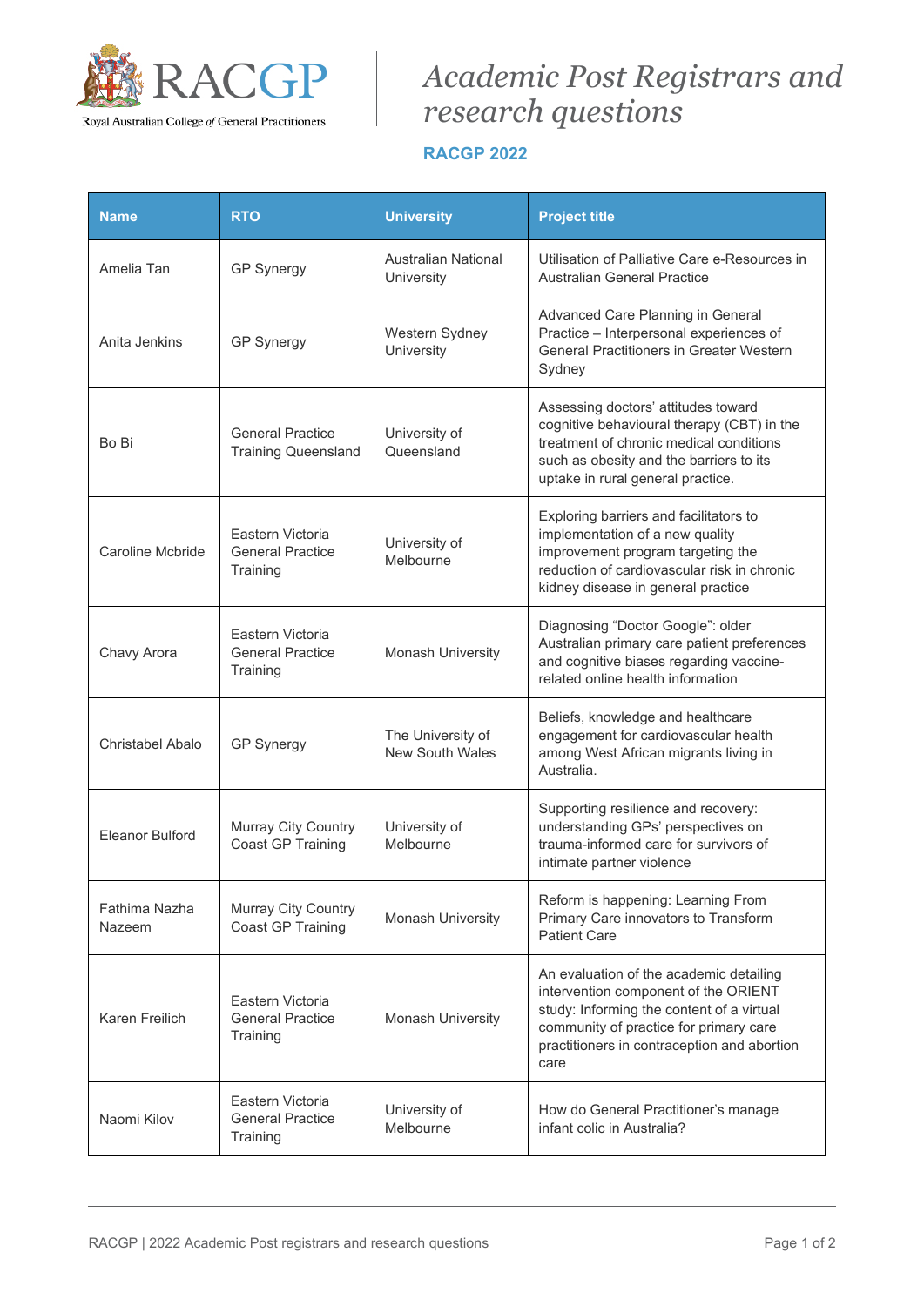# Academic Post Registrars and research questions

**RACGP 2022**

| Name | RTO | University | Project title |
|---|---|---|---|
| Amelia Tan | GP Synergy | Australian National University | Utilisation of Palliative Care e-Resources in Australian General Practice |
| Anita Jenkins | GP Synergy | Western Sydney University | Advanced Care Planning in General Practice – Interpersonal experiences of General Practitioners in Greater Western Sydney |
| Bo Bi | General Practice Training Queensland | University of Queensland | Assessing doctors' attitudes toward cognitive behavioural therapy (CBT) in the treatment of chronic medical conditions such as obesity and the barriers to its uptake in rural general practice. |
| Caroline Mcbride | Eastern Victoria General Practice Training | University of Melbourne | Exploring barriers and facilitators to implementation of a new quality improvement program targeting the reduction of cardiovascular risk in chronic kidney disease in general practice |
| Chavy Arora | Eastern Victoria General Practice Training | Monash University | Diagnosing "Doctor Google": older Australian primary care patient preferences and cognitive biases regarding vaccine-related online health information |
| Christabel Abalo | GP Synergy | The University of New South Wales | Beliefs, knowledge and healthcare engagement for cardiovascular health among West African migrants living in Australia. |
| Eleanor Bulford | Murray City Country Coast GP Training | University of Melbourne | Supporting resilience and recovery: understanding GPs' perspectives on trauma-informed care for survivors of intimate partner violence |
| Fathima Nazha Nazeem | Murray City Country Coast GP Training | Monash University | Reform is happening: Learning From Primary Care innovators to Transform Patient Care |
| Karen Freilich | Eastern Victoria General Practice Training | Monash University | An evaluation of the academic detailing intervention component of the ORIENT study: Informing the content of a virtual community of practice for primary care practitioners in contraception and abortion care |
| Naomi Kilov | Eastern Victoria General Practice Training | University of Melbourne | How do General Practitioner's manage infant colic in Australia? |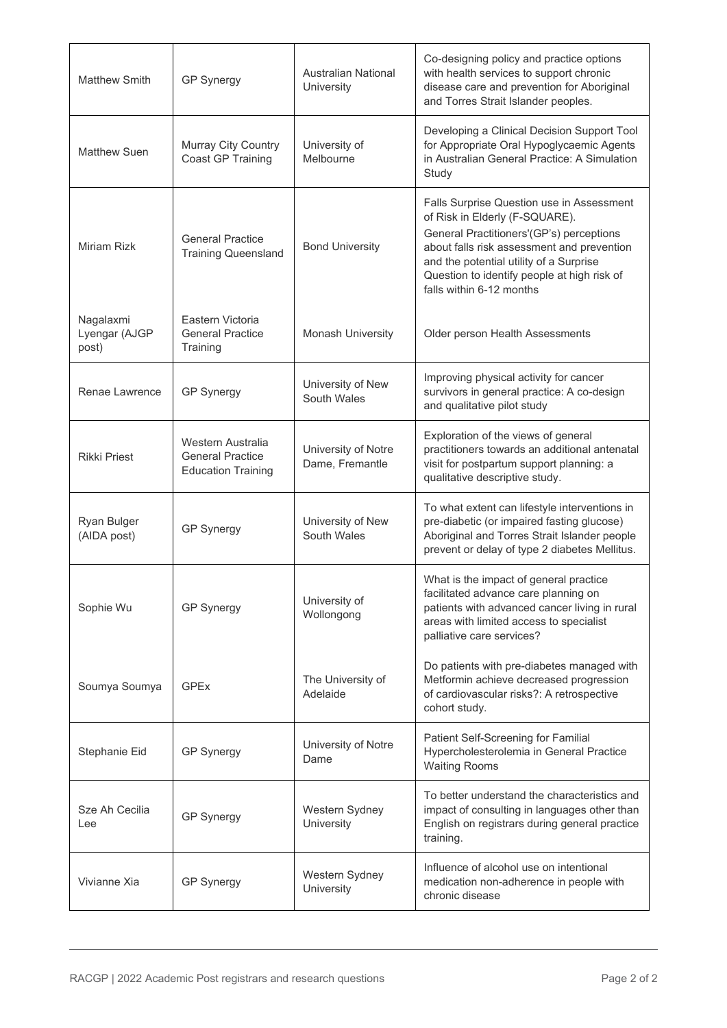| | | | |
|---|---|---|---|
| Matthew Smith | GP Synergy | Australian National University | Co-designing policy and practice options with health services to support chronic disease care and prevention for Aboriginal and Torres Strait Islander peoples. |
| Matthew Suen | Murray City Country Coast GP Training | University of Melbourne | Developing a Clinical Decision Support Tool for Appropriate Oral Hypoglycaemic Agents in Australian General Practice: A Simulation Study |
| Miriam Rizk | General Practice Training Queensland | Bond University | Falls Surprise Question use in Assessment of Risk in Elderly (F-SQUARE). General Practitioners'(GP's) perceptions about falls risk assessment and prevention and the potential utility of a Surprise Question to identify people at high risk of falls within 6-12 months |
| Nagalaxmi Lyengar (AJGP post) | Eastern Victoria General Practice Training | Monash University | Older person Health Assessments |
| Renae Lawrence | GP Synergy | University of New South Wales | Improving physical activity for cancer survivors in general practice: A co-design and qualitative pilot study |
| Rikki Priest | Western Australia General Practice Education Training | University of Notre Dame, Fremantle | Exploration of the views of general practitioners towards an additional antenatal visit for postpartum support planning: a qualitative descriptive study. |
| Ryan Bulger (AIDA post) | GP Synergy | University of New South Wales | To what extent can lifestyle interventions in pre-diabetic (or impaired fasting glucose) Aboriginal and Torres Strait Islander people prevent or delay of type 2 diabetes Mellitus. |
| Sophie Wu | GP Synergy | University of Wollongong | What is the impact of general practice facilitated advance care planning on patients with advanced cancer living in rural areas with limited access to specialist palliative care services? |
| Soumya Soumya | GPEx | The University of Adelaide | Do patients with pre-diabetes managed with Metformin achieve decreased progression of cardiovascular risks?: A retrospective cohort study. |
| Stephanie Eid | GP Synergy | University of Notre Dame | Patient Self-Screening for Familial Hypercholesterolemia in General Practice Waiting Rooms |
| Sze Ah Cecilia Lee | GP Synergy | Western Sydney University | To better understand the characteristics and impact of consulting in languages other than English on registrars during general practice training. |
| Vivianne Xia | GP Synergy | Western Sydney University | Influence of alcohol use on intentional medication non-adherence in people with chronic disease |